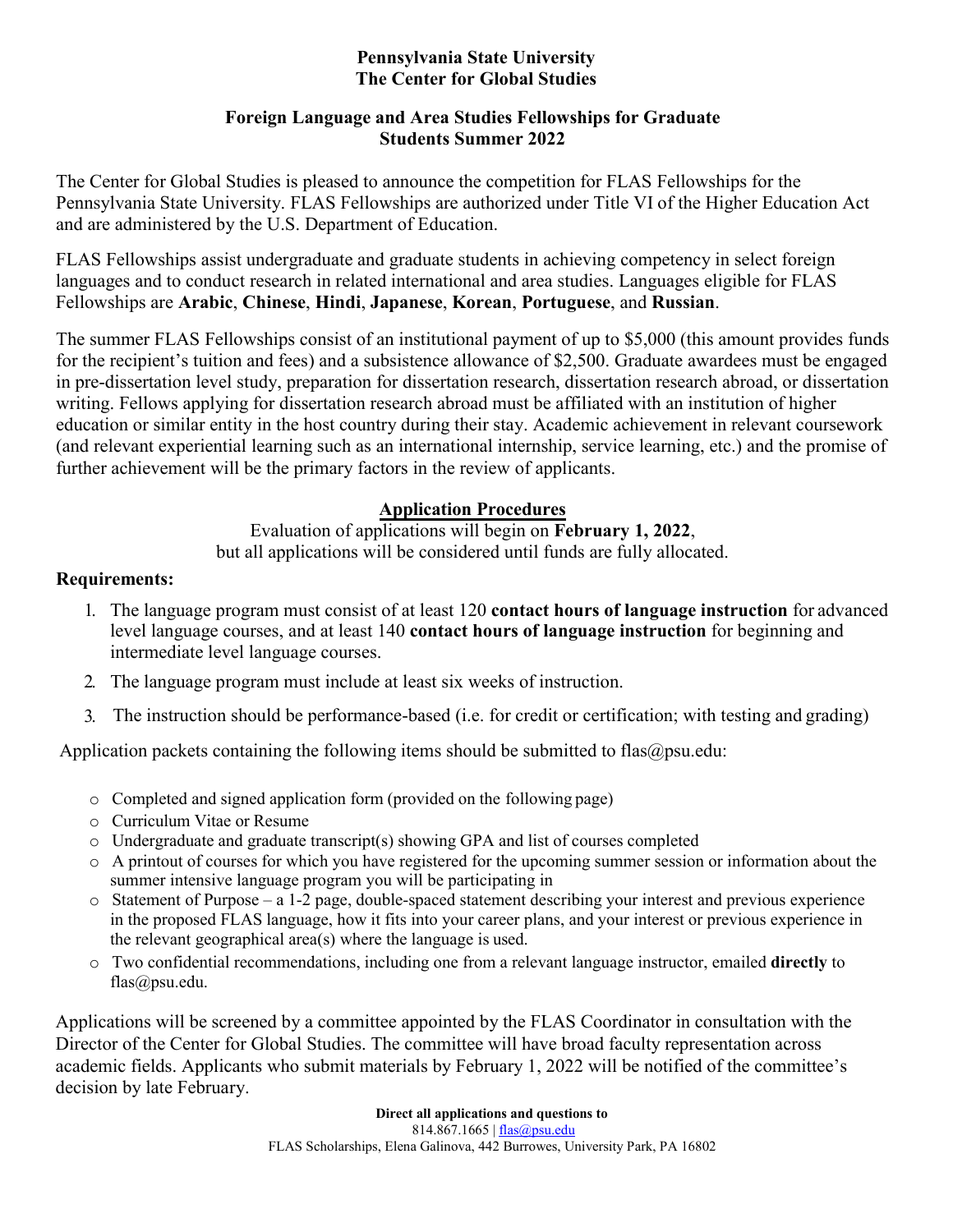# Pennsylvania State University
# The Center for Global Studies

## Foreign Language and Area Studies Fellowships for Graduate Students Summer 2022

The Center for Global Studies is pleased to announce the competition for FLAS Fellowships for the Pennsylvania State University. FLAS Fellowships are authorized under Title VI of the Higher Education Act and are administered by the U.S. Department of Education.

FLAS Fellowships assist undergraduate and graduate students in achieving competency in select foreign languages and to conduct research in related international and area studies. Languages eligible for FLAS Fellowships are **Arabic**, **Chinese**, **Hindi**, **Japanese**, **Korean**, **Portuguese**, and **Russian**.

The summer FLAS Fellowships consist of an institutional payment of up to $5,000 (this amount provides funds for the recipient's tuition and fees) and a subsistence allowance of $2,500. Graduate awardees must be engaged in pre-dissertation level study, preparation for dissertation research, dissertation research abroad, or dissertation writing. Fellows applying for dissertation research abroad must be affiliated with an institution of higher education or similar entity in the host country during their stay. Academic achievement in relevant coursework (and relevant experiential learning such as an international internship, service learning, etc.) and the promise of further achievement will be the primary factors in the review of applicants.

## Application Procedures

Evaluation of applications will begin on **February 1, 2022**,
but all applications will be considered until funds are fully allocated.

**Requirements:**

1. The language program must consist of at least 120 **contact hours of language instruction** for advanced level language courses, and at least 140 **contact hours of language instruction** for beginning and intermediate level language courses.
2. The language program must include at least six weeks of instruction.
3. The instruction should be performance-based (i.e. for credit or certification; with testing and grading)

Application packets containing the following items should be submitted to flas@psu.edu:

- Completed and signed application form (provided on the following page)
- Curriculum Vitae or Resume
- Undergraduate and graduate transcript(s) showing GPA and list of courses completed
- A printout of courses for which you have registered for the upcoming summer session or information about the summer intensive language program you will be participating in
- Statement of Purpose – a 1-2 page, double-spaced statement describing your interest and previous experience in the proposed FLAS language, how it fits into your career plans, and your interest or previous experience in the relevant geographical area(s) where the language is used.
- Two confidential recommendations, including one from a relevant language instructor, emailed **directly** to flas@psu.edu.

Applications will be screened by a committee appointed by the FLAS Coordinator in consultation with the Director of the Center for Global Studies. The committee will have broad faculty representation across academic fields. Applicants who submit materials by February 1, 2022 will be notified of the committee's decision by late February.

**Direct all applications and questions to**
814.867.1665 | flas@psu.edu
FLAS Scholarships, Elena Galinova, 442 Burrowes, University Park, PA 16802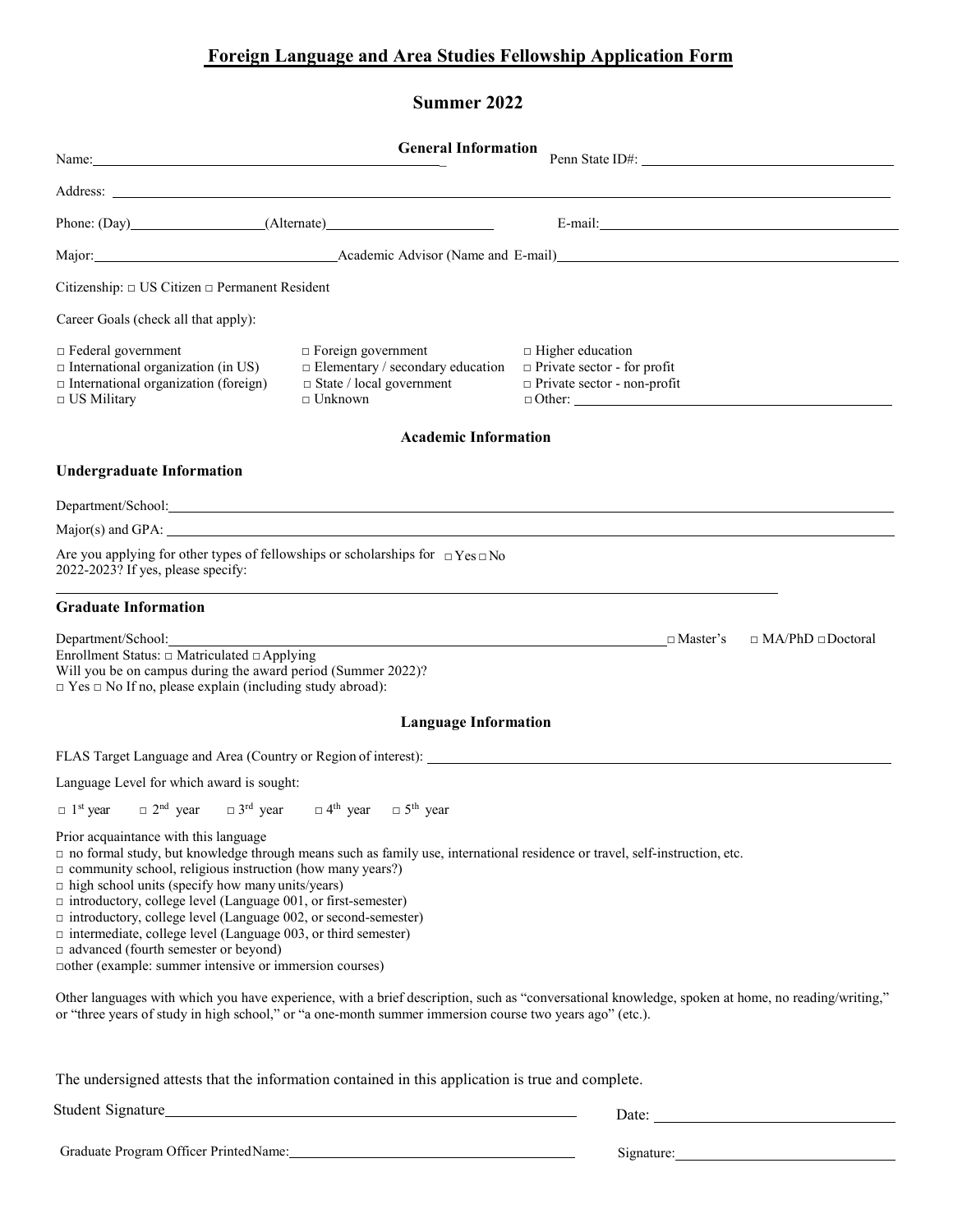# Foreign Language and Area Studies Fellowship Application Form

## Summer 2022

### General Information

Name: \_\_\_\_\_\_\_\_\_\_\_\_\_\_\_\_\_\_\_\_\_\_\_\_\_\_\_\_ Penn State ID#: \_\_\_\_\_\_\_\_\_\_\_\_\_\_\_\_\_\_\_\_

Address: \_\_\_\_\_\_\_\_\_\_\_\_\_\_\_\_\_\_\_\_\_\_\_\_\_\_\_\_\_\_\_\_\_\_\_\_\_\_\_\_\_\_\_\_

Phone: (Day)\_\_\_\_\_\_\_\_\_\_\_\_ (Alternate)\_\_\_\_\_\_\_\_\_\_\_\_ E-mail: \_\_\_\_\_\_\_\_\_\_\_\_\_\_\_\_\_\_\_\_

Major: \_\_\_\_\_\_\_\_\_\_\_\_\_\_\_\_\_\_ Academic Advisor (Name and E-mail) \_\_\_\_\_\_\_\_\_\_\_\_\_\_\_\_\_\_\_\_

Citizenship: □ US Citizen □ Permanent Resident

Career Goals (check all that apply):

□ Federal government
□ International organization (in US)
□ International organization (foreign)
□ US Military
□ Foreign government
□ Elementary / secondary education
□ State / local government
□ Unknown
□ Higher education
□ Private sector - for profit
□ Private sector - non-profit
□ Other: \_\_\_\_\_\_\_\_\_\_\_\_\_\_\_\_\_\_\_\_

### Academic Information

**Undergraduate Information**

Department/School: \_\_\_\_\_\_\_\_\_\_\_\_\_\_\_\_\_\_\_\_\_\_\_\_\_\_\_\_\_\_\_\_\_\_\_\_\_\_\_\_\_\_\_\_

Major(s) and GPA: \_\_\_\_\_\_\_\_\_\_\_\_\_\_\_\_\_\_\_\_\_\_\_\_\_\_\_\_\_\_\_\_\_\_\_\_\_\_\_\_\_\_\_\_

Are you applying for other types of fellowships or scholarships for 2022-2023? If yes, please specify: □ Yes □ No

\_\_\_\_\_\_\_\_\_\_\_\_\_\_\_\_\_\_\_\_\_\_\_\_\_\_\_\_\_\_\_\_\_\_\_\_\_\_\_\_\_\_\_\_

**Graduate Information**

Department/School: \_\_\_\_\_\_\_\_\_\_\_\_\_\_\_\_\_\_\_\_\_\_\_\_\_\_\_\_ □ Master's □ MA/PhD □ Doctoral

Enrollment Status: □ Matriculated □ Applying

Will you be on campus during the award period (Summer 2022)?

□ Yes □ No If no, please explain (including study abroad):

### Language Information

FLAS Target Language and Area (Country or Region of interest): \_\_\_\_\_\_\_\_\_\_\_\_\_\_\_\_\_\_\_\_

Language Level for which award is sought:

□ 1st year □ 2nd year □ 3rd year □ 4th year □ 5th year

Prior acquaintance with this language

□ no formal study, but knowledge through means such as family use, international residence or travel, self-instruction, etc.
□ community school, religious instruction (how many years?)
□ high school units (specify how many units/years)
□ introductory, college level (Language 001, or first-semester)
□ introductory, college level (Language 002, or second-semester)
□ intermediate, college level (Language 003, or third semester)
□ advanced (fourth semester or beyond)
□ other (example: summer intensive or immersion courses)

Other languages with which you have experience, with a brief description, such as "conversational knowledge, spoken at home, no reading/writing," or "three years of study in high school," or "a one-month summer immersion course two years ago" (etc.).

The undersigned attests that the information contained in this application is true and complete.

Student Signature \_\_\_\_\_\_\_\_\_\_\_\_\_\_\_\_\_\_\_\_\_\_\_\_\_\_\_\_ Date: \_\_\_\_\_\_\_\_\_\_\_\_\_\_\_\_

Graduate Program Officer Printed Name: \_\_\_\_\_\_\_\_\_\_\_\_\_\_\_\_\_\_\_\_ Signature: \_\_\_\_\_\_\_\_\_\_\_\_\_\_\_\_